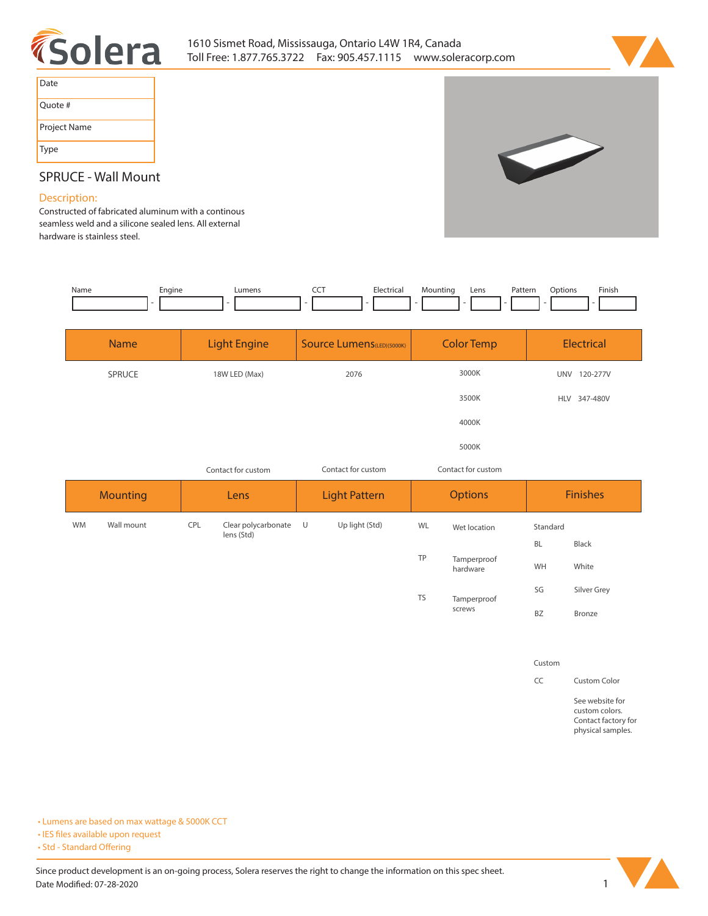1610 Sismet Road, Mississauga, Ontario L4W 1R4, Canada
Toll Free: 1.877.765.3722 Fax: 905.457.1115 www.soleracorp.com

| Date | |
|---|---|
| Quote # | |
| Project Name | |
| Type | |

## SPRUCE - Wall Mount

### Description:

Constructed of fabricated aluminum with a continous seamless weld and a silicone sealed lens. All external hardware is stainless steel.

| Name | Engine | Lumens | CCT | Electrical | Mounting | Lens | Pattern | Options | Finish |
|---|---|---|---|---|---|---|---|---|---|
| | | | | | | | | | |

| Name | Light Engine | Source Lumens(LED)(5000K) | Color Temp | Electrical |
|---|---|---|---|---|
| SPRUCE | 18W LED (Max) | 2076 | 3000K | UNV 120-277V |
| | | | 3500K | HLV 347-480V |
| | | | 4000K | |
| | | | 5000K | |
| | Contact for custom | Contact for custom | Contact for custom | |

| Mounting | Lens | Light Pattern | Options | Finishes |
|---|---|---|---|---|
| WM Wall mount | CPL Clear polycarbonate lens (Std) | U Up light (Std) | WL Wet location | Standard |
| | | | | BL Black |
| | | | TP Tamperproof hardware | WH White |
| | | | | SG Silver Grey |
| | | | TS Tamperproof screws | BZ Bronze |
| | | | | Custom |
| | | | | CC Custom Color |
| | | | | See website for custom colors. Contact factory for physical samples. |

- Lumens are based on max wattage & 5000K CCT
- IES files available upon request
- Std - Standard Offering

Since product development is an on-going process, Solera reserves the right to change the information on this spec sheet.
Date Modified: 07-28-2020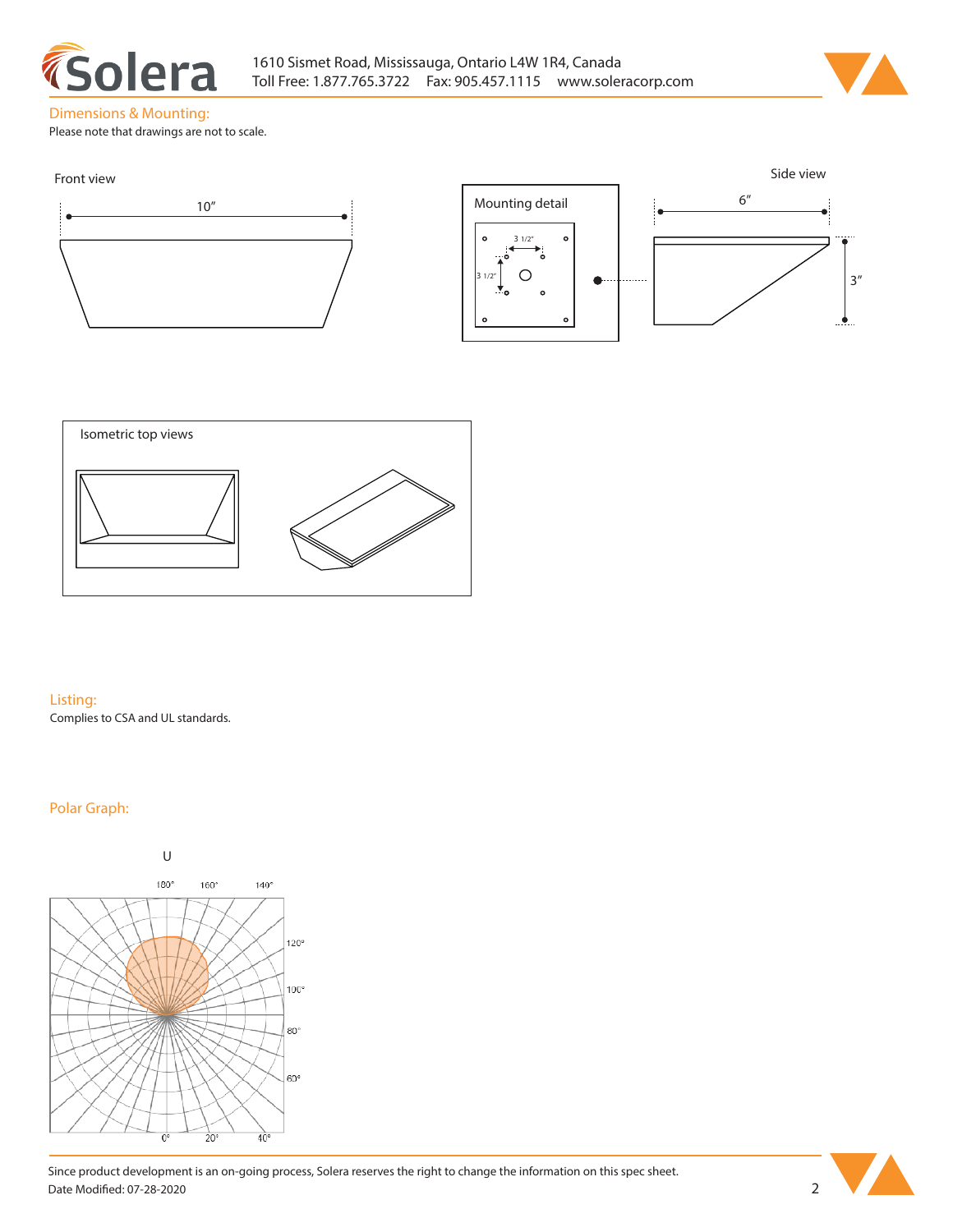1610 Sismet Road, Mississauga, Ontario L4W 1R4, Canada
Toll Free: 1.877.765.3722 Fax: 905.457.1115 www.soleracorp.com

## Dimensions & Mounting:

Please note that drawings are not to scale.

Front view

10″

Mounting detail

3 1/2″

3 1/2″

Side view

6″

3″

Isometric top views

## Listing:

Complies to CSA and UL standards.

## Polar Graph:

U

180° 160° 140°

120°

100°

80°

60°

0° 20° 40°

Since product development is an on-going process, Solera reserves the right to change the information on this spec sheet.
Date Modified: 07-28-2020